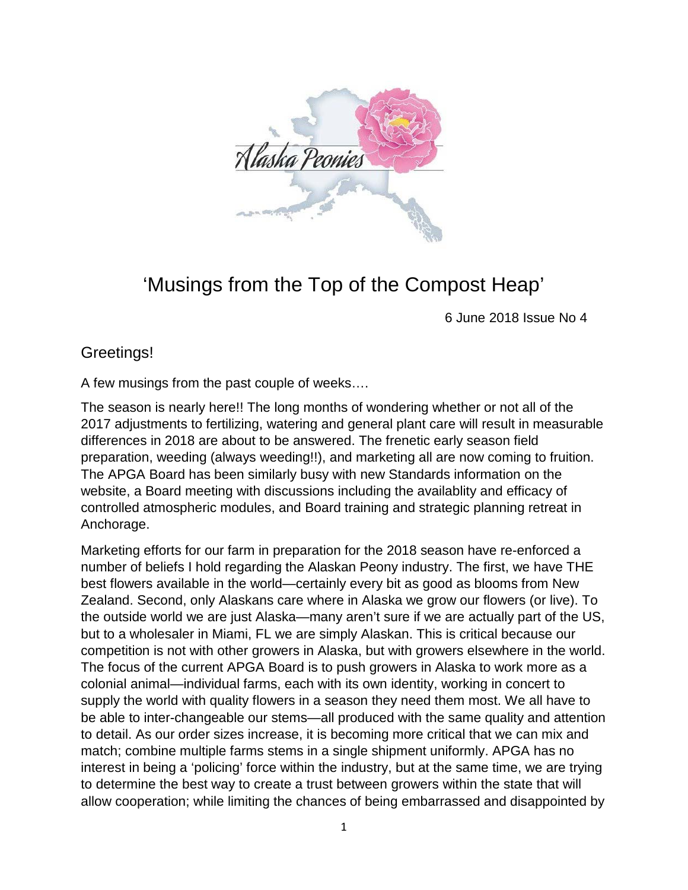# 'Musings from the Top of the Compost Heap'

6 June 2018 Issue No 4

## Greetings!

A few musings from the past couple of weeks….

The season is nearly here!! The long months of wondering whether or not all of the 2017 adjustments to fertilizing, watering and general plant care will result in measurable differences in 2018 are about to be answered. The frenetic early season field preparation, weeding (always weeding!!), and marketing all are now coming to fruition. The APGA Board has been similarly busy with new Standards information on the website, a Board meeting with discussions including the availablity and efficacy of controlled atmospheric modules, and Board training and strategic planning retreat in Anchorage.

Marketing efforts for our farm in preparation for the 2018 season have re-enforced a number of beliefs I hold regarding the Alaskan Peony industry. The first, we have THE best flowers available in the world—certainly every bit as good as blooms from New Zealand. Second, only Alaskans care where in Alaska we grow our flowers (or live). To the outside world we are just Alaska—many aren't sure if we are actually part of the US, but to a wholesaler in Miami, FL we are simply Alaskan. This is critical because our competition is not with other growers in Alaska, but with growers elsewhere in the world. The focus of the current APGA Board is to push growers in Alaska to work more as a colonial animal—individual farms, each with its own identity, working in concert to supply the world with quality flowers in a season they need them most. We all have to be able to inter-changeable our stems—all produced with the same quality and attention to detail. As our order sizes increase, it is becoming more critical that we can mix and match; combine multiple farms stems in a single shipment uniformly. APGA has no interest in being a 'policing' force within the industry, but at the same time, we are trying to determine the best way to create a trust between growers within the state that will allow cooperation; while limiting the chances of being embarrassed and disappointed by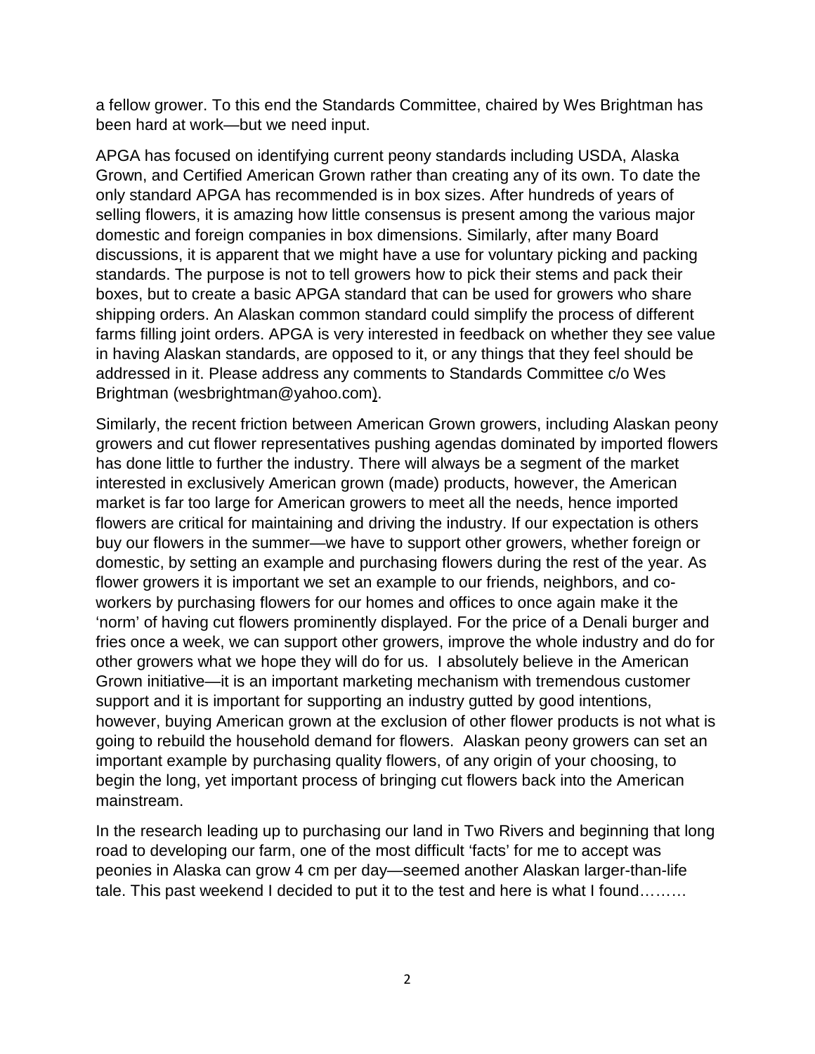a fellow grower. To this end the Standards Committee, chaired by Wes Brightman has been hard at work—but we need input.

APGA has focused on identifying current peony standards including USDA, Alaska Grown, and Certified American Grown rather than creating any of its own. To date the only standard APGA has recommended is in box sizes. After hundreds of years of selling flowers, it is amazing how little consensus is present among the various major domestic and foreign companies in box dimensions. Similarly, after many Board discussions, it is apparent that we might have a use for voluntary picking and packing standards. The purpose is not to tell growers how to pick their stems and pack their boxes, but to create a basic APGA standard that can be used for growers who share shipping orders. An Alaskan common standard could simplify the process of different farms filling joint orders. APGA is very interested in feedback on whether they see value in having Alaskan standards, are opposed to it, or any things that they feel should be addressed in it. Please address any comments to Standards Committee c/o Wes Brightman (wesbrightman@yahoo.com).

Similarly, the recent friction between American Grown growers, including Alaskan peony growers and cut flower representatives pushing agendas dominated by imported flowers has done little to further the industry. There will always be a segment of the market interested in exclusively American grown (made) products, however, the American market is far too large for American growers to meet all the needs, hence imported flowers are critical for maintaining and driving the industry. If our expectation is others buy our flowers in the summer—we have to support other growers, whether foreign or domestic, by setting an example and purchasing flowers during the rest of the year. As flower growers it is important we set an example to our friends, neighbors, and co-workers by purchasing flowers for our homes and offices to once again make it the 'norm' of having cut flowers prominently displayed. For the price of a Denali burger and fries once a week, we can support other growers, improve the whole industry and do for other growers what we hope they will do for us. I absolutely believe in the American Grown initiative—it is an important marketing mechanism with tremendous customer support and it is important for supporting an industry gutted by good intentions, however, buying American grown at the exclusion of other flower products is not what is going to rebuild the household demand for flowers. Alaskan peony growers can set an important example by purchasing quality flowers, of any origin of your choosing, to begin the long, yet important process of bringing cut flowers back into the American mainstream.

In the research leading up to purchasing our land in Two Rivers and beginning that long road to developing our farm, one of the most difficult 'facts' for me to accept was peonies in Alaska can grow 4 cm per day—seemed another Alaskan larger-than-life tale. This past weekend I decided to put it to the test and here is what I found………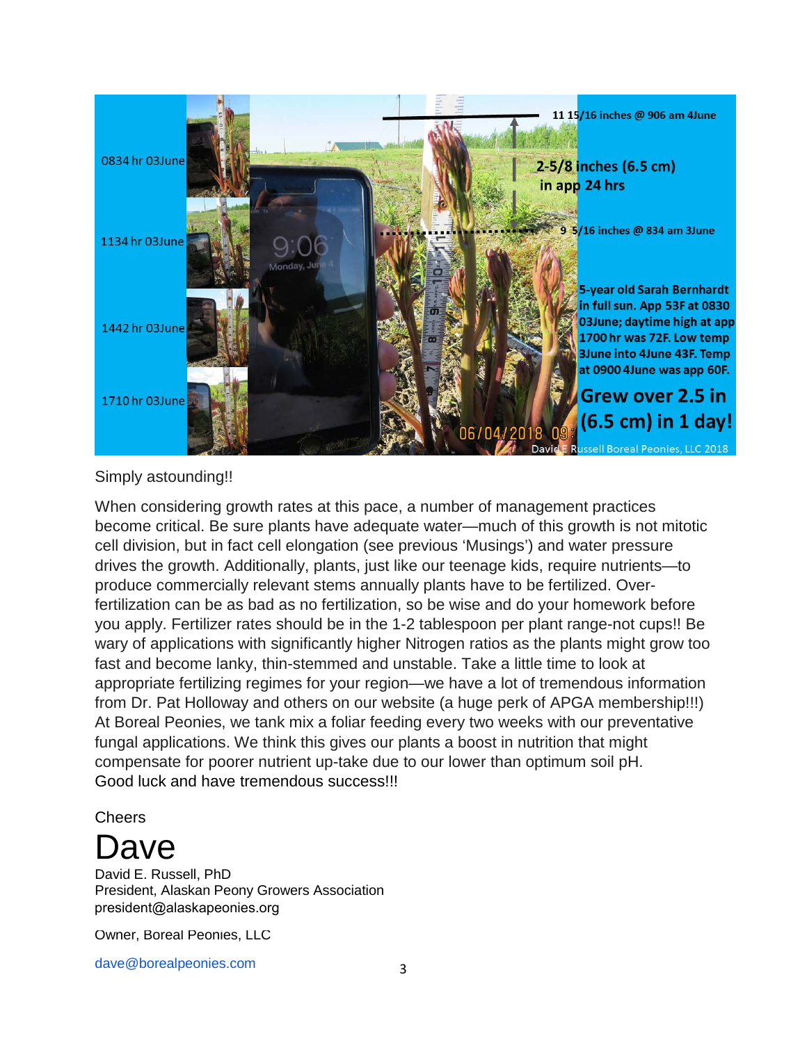0834 hr 03June

1134 hr 03June

1442 hr 03June

1710 hr 03June

11 15/16 inches @ 906 am 4June

2-5/8 inches (6.5 cm) in app 24 hrs

9 5/16 inches @ 834 am 3June

5-year old Sarah Bernhardt in full sun. App 53F at 0830 03June; daytime high at app 1700 hr was 72F. Low temp 3June into 4June 43F. Temp at 0900 4June was app 60F.

**Grew over 2.5 in (6.5 cm) in 1 day!**

David E Russell Boreal Peonies, LLC 2018

Simply astounding!!

When considering growth rates at this pace, a number of management practices become critical. Be sure plants have adequate water—much of this growth is not mitotic cell division, but in fact cell elongation (see previous 'Musings') and water pressure drives the growth. Additionally, plants, just like our teenage kids, require nutrients—to produce commercially relevant stems annually plants have to be fertilized. Over-fertilization can be as bad as no fertilization, so be wise and do your homework before you apply. Fertilizer rates should be in the 1-2 tablespoon per plant range-not cups!! Be wary of applications with significantly higher Nitrogen ratios as the plants might grow too fast and become lanky, thin-stemmed and unstable. Take a little time to look at appropriate fertilizing regimes for your region—we have a lot of tremendous information from Dr. Pat Holloway and others on our website (a huge perk of APGA membership!!!) At Boreal Peonies, we tank mix a foliar feeding every two weeks with our preventative fungal applications. We think this gives our plants a boost in nutrition that might compensate for poorer nutrient up-take due to our lower than optimum soil pH.
Good luck and have tremendous success!!!

Cheers

Dave

David E. Russell, PhD
President, Alaskan Peony Growers Association
president@alaskapeonies.org

Owner, Boreal Peonies, LLC

dave@borealpeonies.com